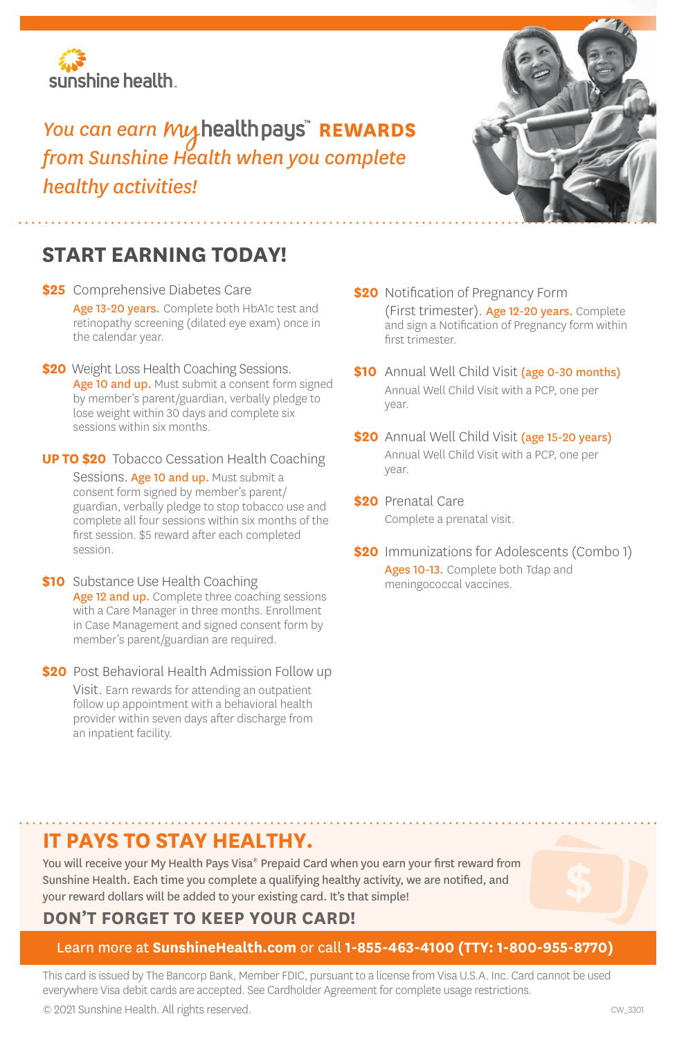sunshine health.

*You can earn My health pays™ REWARDS from Sunshine Health when you complete healthy activities!*

## START EARNING TODAY!

**$25** Comprehensive Diabetes Care
Age 13-20 years. Complete both HbA1c test and retinopathy screening (dilated eye exam) once in the calendar year.

**$20** Weight Loss Health Coaching Sessions.
Age 10 and up. Must submit a consent form signed by member's parent/guardian, verbally pledge to lose weight within 30 days and complete six sessions within six months.

**UP TO $20** Tobacco Cessation Health Coaching Sessions.
Age 10 and up. Must submit a consent form signed by member's parent/guardian, verbally pledge to stop tobacco use and complete all four sessions within six months of the first session. $5 reward after each completed session.

**$10** Substance Use Health Coaching
Age 12 and up. Complete three coaching sessions with a Care Manager in three months. Enrollment in Case Management and signed consent form by member's parent/guardian are required.

**$20** Post Behavioral Health Admission Follow up Visit.
Earn rewards for attending an outpatient follow up appointment with a behavioral health provider within seven days after discharge from an inpatient facility.

**$20** Notification of Pregnancy Form (First trimester).
Age 12-20 years. Complete and sign a Notification of Pregnancy form within first trimester.

**$10** Annual Well Child Visit (age 0-30 months)
Annual Well Child Visit with a PCP, one per year.

**$20** Annual Well Child Visit (age 15-20 years)
Annual Well Child Visit with a PCP, one per year.

**$20** Prenatal Care
Complete a prenatal visit.

**$20** Immunizations for Adolescents (Combo 1)
Ages 10-13. Complete both Tdap and meningococcal vaccines.

## IT PAYS TO STAY HEALTHY.

You will receive your My Health Pays Visa® Prepaid Card when you earn your first reward from Sunshine Health. Each time you complete a qualifying healthy activity, we are notified, and your reward dollars will be added to your existing card. It's that simple!

### DON'T FORGET TO KEEP YOUR CARD!

Learn more at **SunshineHealth.com** or call **1-855-463-4100 (TTY: 1-800-955-8770)**

This card is issued by The Bancorp Bank, Member FDIC, pursuant to a license from Visa U.S.A. Inc. Card cannot be used everywhere Visa debit cards are accepted. See Cardholder Agreement for complete usage restrictions.

© 2021 Sunshine Health. All rights reserved.

CW_3301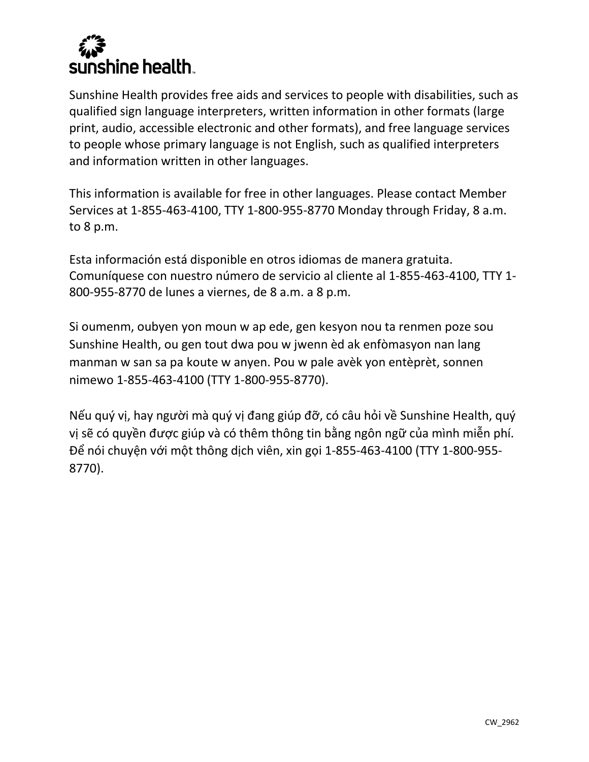sunshine health

Sunshine Health provides free aids and services to people with disabilities, such as qualified sign language interpreters, written information in other formats (large print, audio, accessible electronic and other formats), and free language services to people whose primary language is not English, such as qualified interpreters and information written in other languages.

This information is available for free in other languages. Please contact Member Services at 1-855-463-4100, TTY 1-800-955-8770 Monday through Friday, 8 a.m. to 8 p.m.

Esta información está disponible en otros idiomas de manera gratuita. Comuníquese con nuestro número de servicio al cliente al 1-855-463-4100, TTY 1-800-955-8770 de lunes a viernes, de 8 a.m. a 8 p.m.

Si oumenm, oubyen yon moun w ap ede, gen kesyon nou ta renmen poze sou Sunshine Health, ou gen tout dwa pou w jwenn èd ak enfòmasyon nan lang manman w san sa pa koute w anyen. Pou w pale avèk yon entèprèt, sonnen nimewo 1-855-463-4100 (TTY 1-800-955-8770).

Nếu quý vị, hay người mà quý vị đang giúp đỡ, có câu hỏi về Sunshine Health, quý vị sẽ có quyền được giúp và có thêm thông tin bằng ngôn ngữ của mình miễn phí. Để nói chuyện với một thông dịch viên, xin gọi 1-855-463-4100 (TTY 1-800-955-8770).

CW_2962